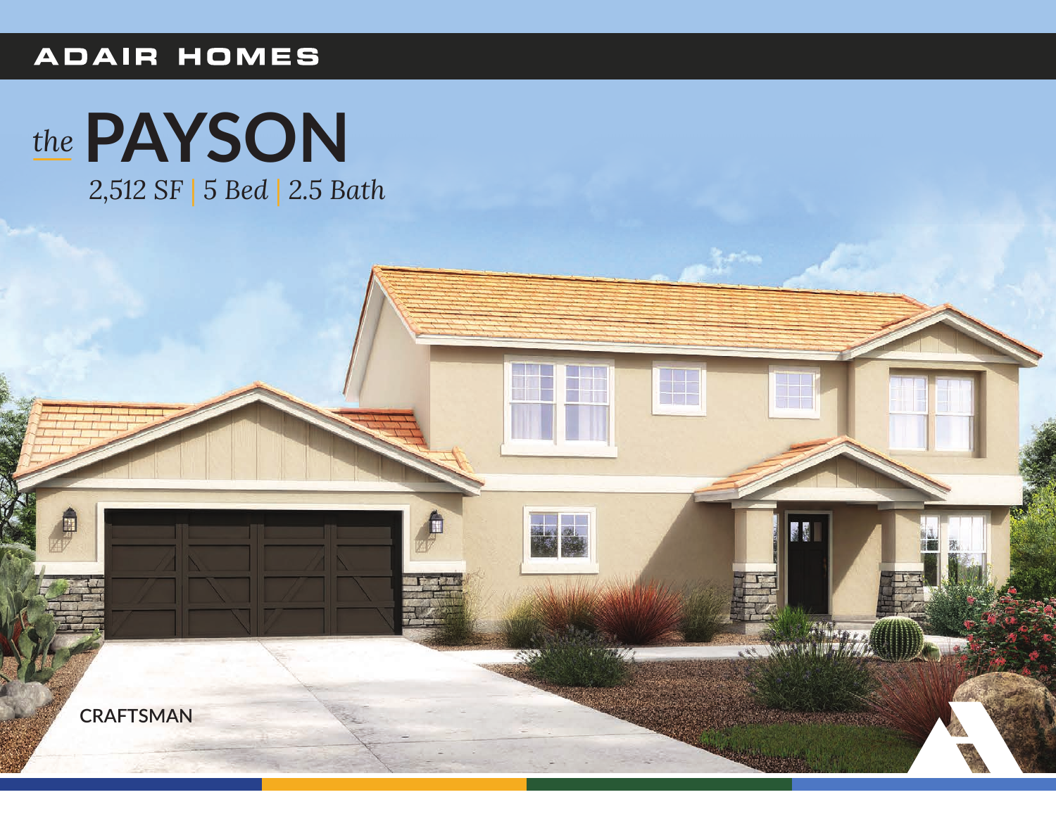ADAIR HOMES

# *the* PAYSON

*2,512 SF | 5 Bed | 2.5 Bath*

CRAFTSMAN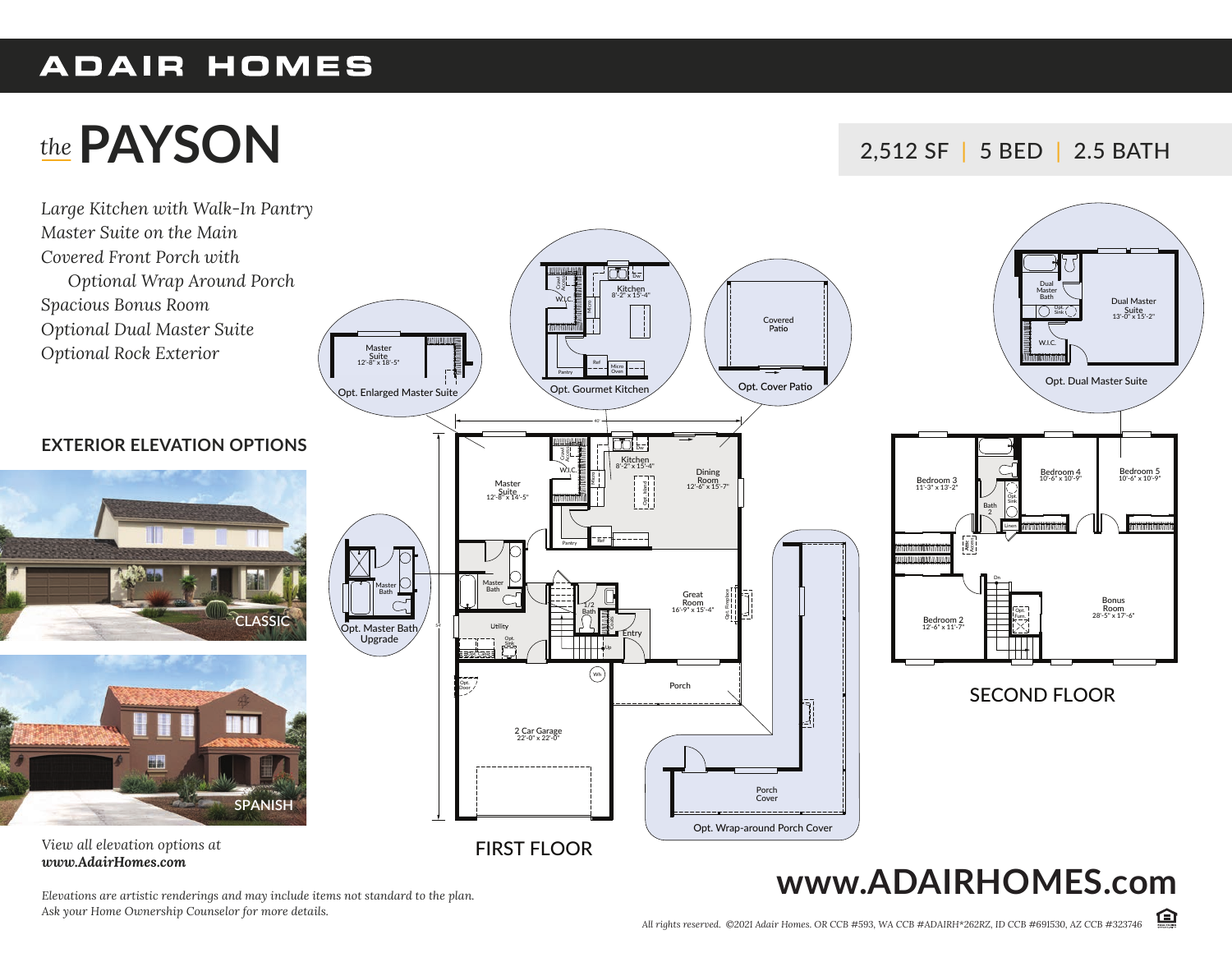# ADAIR HOMES

# *the* PAYSON

2,512 SF | 5 BED | 2.5 BATH

*Large Kitchen with Walk-In Pantry*
*Master Suite on the Main*
*Covered Front Porch with*
*Optional Wrap Around Porch*
*Spacious Bonus Room*
*Optional Dual Master Suite*
*Optional Rock Exterior*

## EXTERIOR ELEVATION OPTIONS

CLASSIC

SPANISH

*View all elevation options at* ***www.AdairHomes.com***

Opt. Enlarged Master Suite
Master Suite
12'-8" x 18'-5"

Opt. Gourmet Kitchen
Kitchen
8'-2" x 15'-4"

Opt. Cover Patio
Covered Patio

Opt. Dual Master Suite
Dual Master Suite
13'-0" x 15'-2"
Dual Master Bath
W.I.C.

Opt. Master Bath Upgrade

Opt. Wrap-around Porch Cover
Porch Cover

FIRST FLOOR

Master Suite
12'-8" x 14'-5"

Kitchen
8'-2" x 15'-4"

Dining Room
12'-6" x 15'-7"

Master Bath

Great Room
16'-9" x 15'-4"

1/2 Bath

Utility

Entry

Porch

2 Car Garage
22'-0" x 22'-0"

SECOND FLOOR

Bedroom 3
11'-3" x 13'-2"

Bedroom 4
10'-6" x 10'-9"

Bedroom 5
10'-6" x 10'-9"

Bath 2

Bedroom 2
12'-6" x 11'-7"

Bonus Room
28'-5" x 17'-6"

*Elevations are artistic renderings and may include items not standard to the plan.*
*Ask your Home Ownership Counselor for more details.*

## www.ADAIRHOMES.com

*All rights reserved. ©2021 Adair Homes. OR CCB #593, WA CCB #ADAIRH*262RZ, ID CCB #691530, AZ CCB #323746*